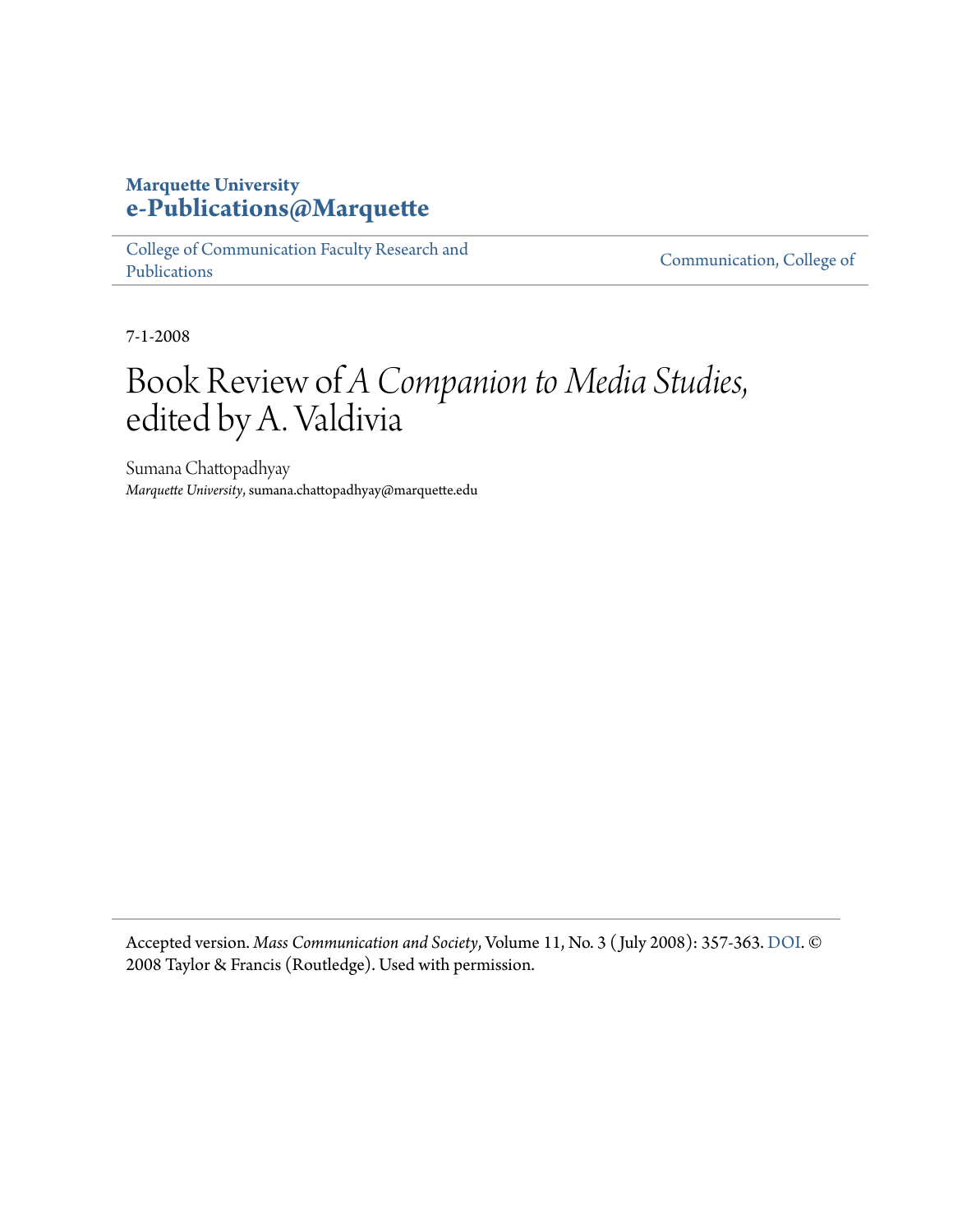**Marquette University**
**e-Publications@Marquette**

College of Communication Faculty Research and Publications | Communication, College of

7-1-2008

# Book Review of *A Companion to Media Studies*, edited by A. Valdivia

Sumana Chattopadhyay
*Marquette University*, sumana.chattopadhyay@marquette.edu

Accepted version. *Mass Communication and Society*, Volume 11, No. 3 (July 2008): 357-363. DOI. © 2008 Taylor & Francis (Routledge). Used with permission.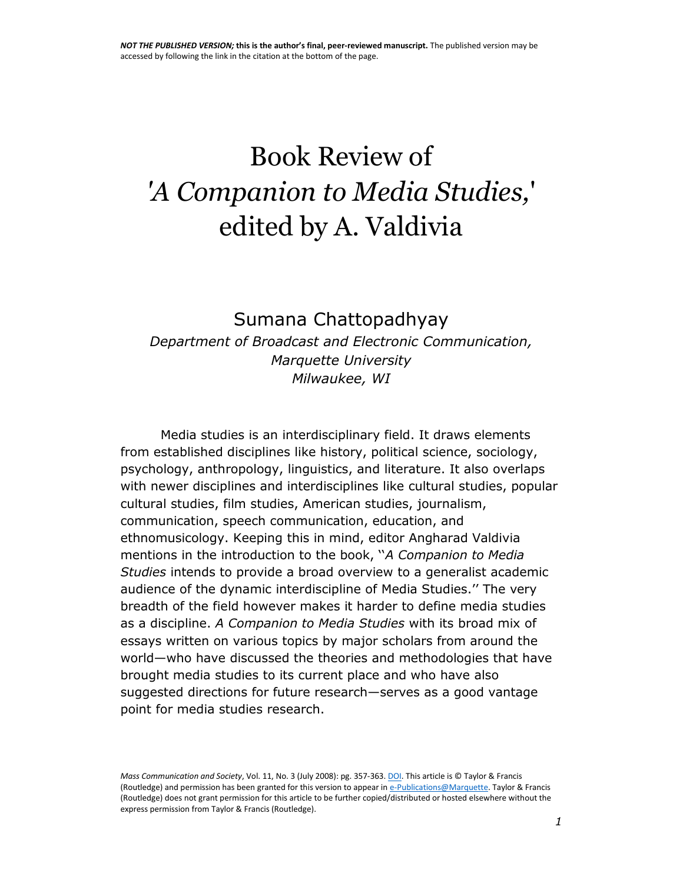NOT THE PUBLISHED VERSION; this is the author's final, peer-reviewed manuscript. The published version may be accessed by following the link in the citation at the bottom of the page.

# Book Review of *'A Companion to Media Studies,'* edited by A. Valdivia

## Sumana Chattopadhyay

*Department of Broadcast and Electronic Communication,*
*Marquette University*
*Milwaukee, WI*

Media studies is an interdisciplinary field. It draws elements from established disciplines like history, political science, sociology, psychology, anthropology, linguistics, and literature. It also overlaps with newer disciplines and interdisciplines like cultural studies, popular cultural studies, film studies, American studies, journalism, communication, speech communication, education, and ethnomusicology. Keeping this in mind, editor Angharad Valdivia mentions in the introduction to the book, ''*A Companion to Media Studies* intends to provide a broad overview to a generalist academic audience of the dynamic interdiscipline of Media Studies.'' The very breadth of the field however makes it harder to define media studies as a discipline. *A Companion to Media Studies* with its broad mix of essays written on various topics by major scholars from around the world—who have discussed the theories and methodologies that have brought media studies to its current place and who have also suggested directions for future research—serves as a good vantage point for media studies research.

*Mass Communication and Society*, Vol. 11, No. 3 (July 2008): pg. 357-363. DOI. This article is © Taylor & Francis (Routledge) and permission has been granted for this version to appear in e-Publications@Marquette. Taylor & Francis (Routledge) does not grant permission for this article to be further copied/distributed or hosted elsewhere without the express permission from Taylor & Francis (Routledge).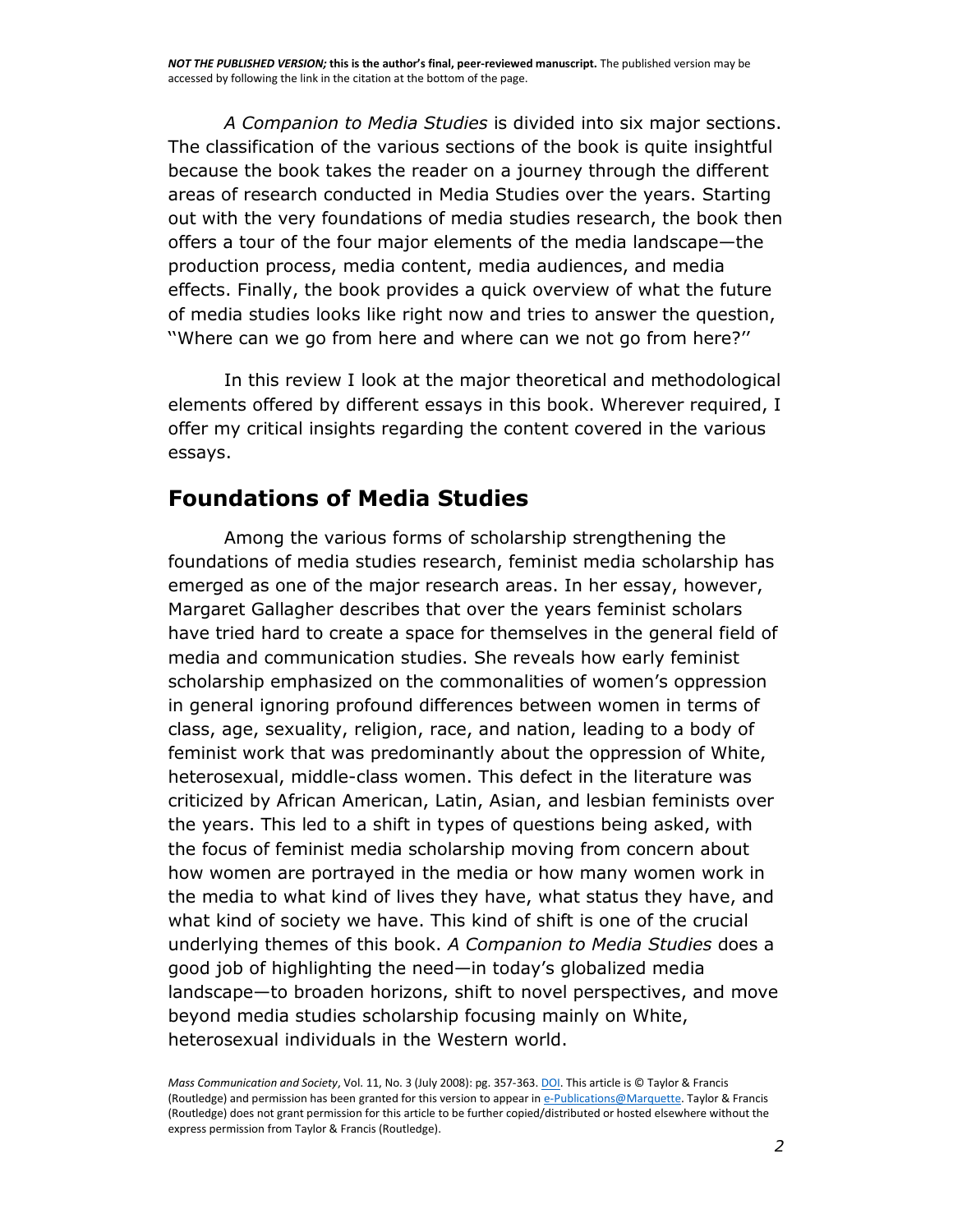*A Companion to Media Studies* is divided into six major sections. The classification of the various sections of the book is quite insightful because the book takes the reader on a journey through the different areas of research conducted in Media Studies over the years. Starting out with the very foundations of media studies research, the book then offers a tour of the four major elements of the media landscape—the production process, media content, media audiences, and media effects. Finally, the book provides a quick overview of what the future of media studies looks like right now and tries to answer the question, ''Where can we go from here and where can we not go from here?''

In this review I look at the major theoretical and methodological elements offered by different essays in this book. Wherever required, I offer my critical insights regarding the content covered in the various essays.

## Foundations of Media Studies

Among the various forms of scholarship strengthening the foundations of media studies research, feminist media scholarship has emerged as one of the major research areas. In her essay, however, Margaret Gallagher describes that over the years feminist scholars have tried hard to create a space for themselves in the general field of media and communication studies. She reveals how early feminist scholarship emphasized on the commonalities of women's oppression in general ignoring profound differences between women in terms of class, age, sexuality, religion, race, and nation, leading to a body of feminist work that was predominantly about the oppression of White, heterosexual, middle-class women. This defect in the literature was criticized by African American, Latin, Asian, and lesbian feminists over the years. This led to a shift in types of questions being asked, with the focus of feminist media scholarship moving from concern about how women are portrayed in the media or how many women work in the media to what kind of lives they have, what status they have, and what kind of society we have. This kind of shift is one of the crucial underlying themes of this book. *A Companion to Media Studies* does a good job of highlighting the need—in today's globalized media landscape—to broaden horizons, shift to novel perspectives, and move beyond media studies scholarship focusing mainly on White, heterosexual individuals in the Western world.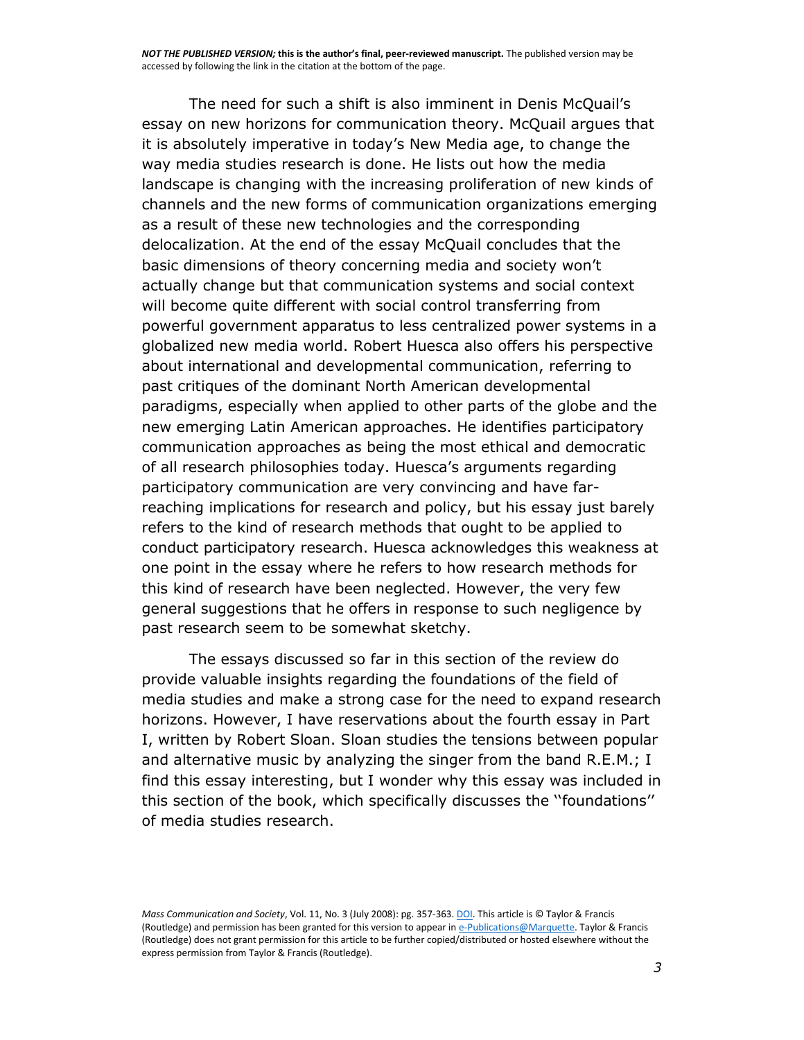The need for such a shift is also imminent in Denis McQuail's essay on new horizons for communication theory. McQuail argues that it is absolutely imperative in today's New Media age, to change the way media studies research is done. He lists out how the media landscape is changing with the increasing proliferation of new kinds of channels and the new forms of communication organizations emerging as a result of these new technologies and the corresponding delocalization. At the end of the essay McQuail concludes that the basic dimensions of theory concerning media and society won't actually change but that communication systems and social context will become quite different with social control transferring from powerful government apparatus to less centralized power systems in a globalized new media world. Robert Huesca also offers his perspective about international and developmental communication, referring to past critiques of the dominant North American developmental paradigms, especially when applied to other parts of the globe and the new emerging Latin American approaches. He identifies participatory communication approaches as being the most ethical and democratic of all research philosophies today. Huesca's arguments regarding participatory communication are very convincing and have far-reaching implications for research and policy, but his essay just barely refers to the kind of research methods that ought to be applied to conduct participatory research. Huesca acknowledges this weakness at one point in the essay where he refers to how research methods for this kind of research have been neglected. However, the very few general suggestions that he offers in response to such negligence by past research seem to be somewhat sketchy.

The essays discussed so far in this section of the review do provide valuable insights regarding the foundations of the field of media studies and make a strong case for the need to expand research horizons. However, I have reservations about the fourth essay in Part I, written by Robert Sloan. Sloan studies the tensions between popular and alternative music by analyzing the singer from the band R.E.M.; I find this essay interesting, but I wonder why this essay was included in this section of the book, which specifically discusses the ''foundations'' of media studies research.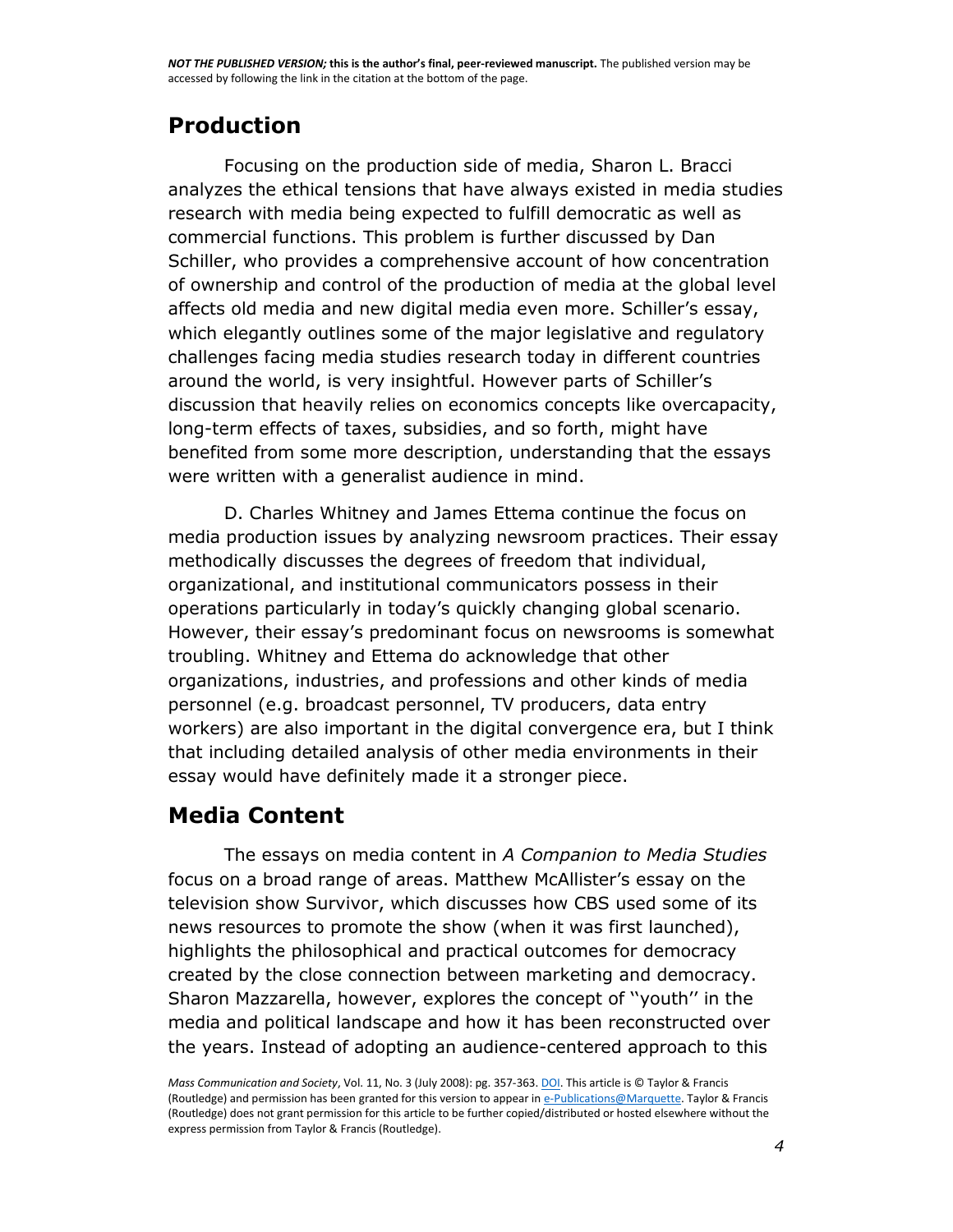## Production

Focusing on the production side of media, Sharon L. Bracci analyzes the ethical tensions that have always existed in media studies research with media being expected to fulfill democratic as well as commercial functions. This problem is further discussed by Dan Schiller, who provides a comprehensive account of how concentration of ownership and control of the production of media at the global level affects old media and new digital media even more. Schiller's essay, which elegantly outlines some of the major legislative and regulatory challenges facing media studies research today in different countries around the world, is very insightful. However parts of Schiller's discussion that heavily relies on economics concepts like overcapacity, long-term effects of taxes, subsidies, and so forth, might have benefited from some more description, understanding that the essays were written with a generalist audience in mind.

D. Charles Whitney and James Ettema continue the focus on media production issues by analyzing newsroom practices. Their essay methodically discusses the degrees of freedom that individual, organizational, and institutional communicators possess in their operations particularly in today's quickly changing global scenario. However, their essay's predominant focus on newsrooms is somewhat troubling. Whitney and Ettema do acknowledge that other organizations, industries, and professions and other kinds of media personnel (e.g. broadcast personnel, TV producers, data entry workers) are also important in the digital convergence era, but I think that including detailed analysis of other media environments in their essay would have definitely made it a stronger piece.

## Media Content

The essays on media content in *A Companion to Media Studies* focus on a broad range of areas. Matthew McAllister's essay on the television show Survivor, which discusses how CBS used some of its news resources to promote the show (when it was first launched), highlights the philosophical and practical outcomes for democracy created by the close connection between marketing and democracy. Sharon Mazzarella, however, explores the concept of ''youth'' in the media and political landscape and how it has been reconstructed over the years. Instead of adopting an audience-centered approach to this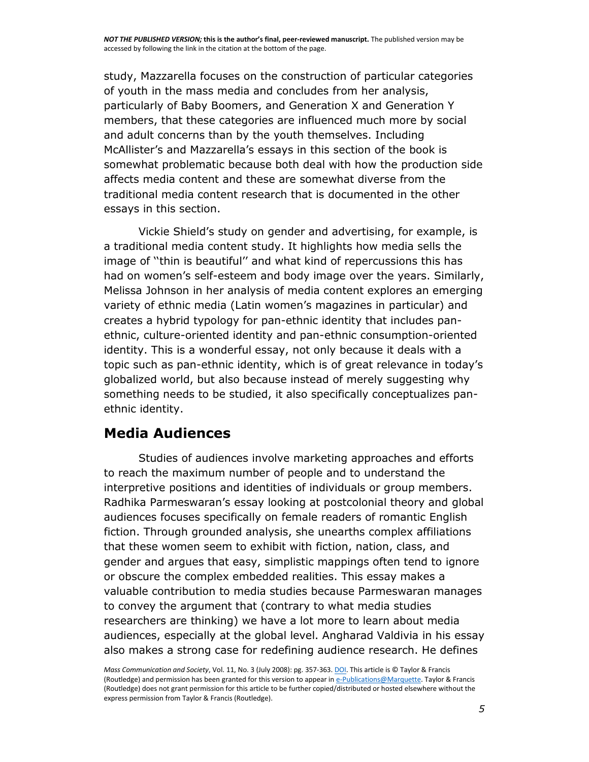study, Mazzarella focuses on the construction of particular categories of youth in the mass media and concludes from her analysis, particularly of Baby Boomers, and Generation X and Generation Y members, that these categories are influenced much more by social and adult concerns than by the youth themselves. Including McAllister's and Mazzarella's essays in this section of the book is somewhat problematic because both deal with how the production side affects media content and these are somewhat diverse from the traditional media content research that is documented in the other essays in this section.

Vickie Shield's study on gender and advertising, for example, is a traditional media content study. It highlights how media sells the image of ''thin is beautiful'' and what kind of repercussions this has had on women's self-esteem and body image over the years. Similarly, Melissa Johnson in her analysis of media content explores an emerging variety of ethnic media (Latin women's magazines in particular) and creates a hybrid typology for pan-ethnic identity that includes pan-ethnic, culture-oriented identity and pan-ethnic consumption-oriented identity. This is a wonderful essay, not only because it deals with a topic such as pan-ethnic identity, which is of great relevance in today's globalized world, but also because instead of merely suggesting why something needs to be studied, it also specifically conceptualizes pan-ethnic identity.

## Media Audiences

Studies of audiences involve marketing approaches and efforts to reach the maximum number of people and to understand the interpretive positions and identities of individuals or group members. Radhika Parmeswaran's essay looking at postcolonial theory and global audiences focuses specifically on female readers of romantic English fiction. Through grounded analysis, she unearths complex affiliations that these women seem to exhibit with fiction, nation, class, and gender and argues that easy, simplistic mappings often tend to ignore or obscure the complex embedded realities. This essay makes a valuable contribution to media studies because Parmeswaran manages to convey the argument that (contrary to what media studies researchers are thinking) we have a lot more to learn about media audiences, especially at the global level. Angharad Valdivia in his essay also makes a strong case for redefining audience research. He defines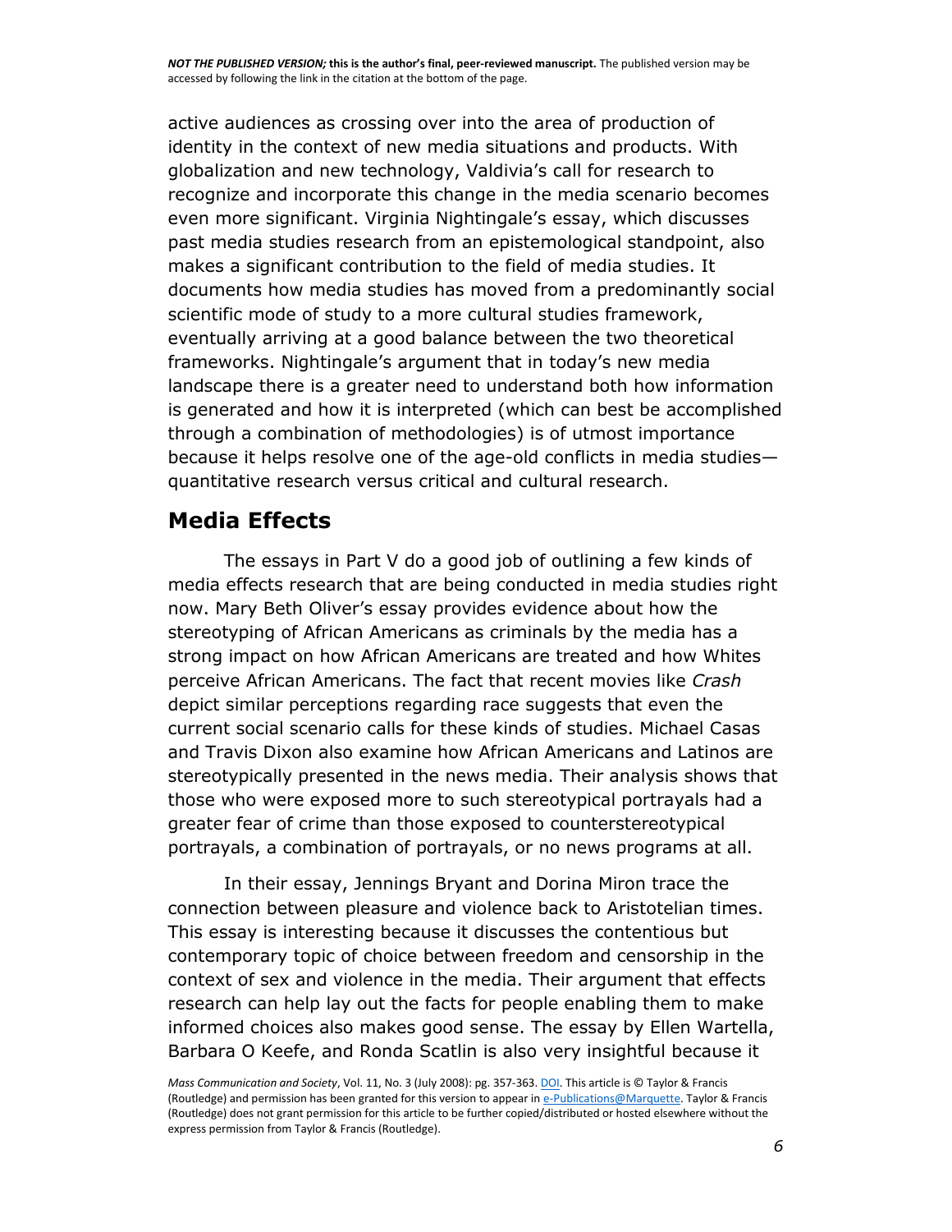active audiences as crossing over into the area of production of identity in the context of new media situations and products. With globalization and new technology, Valdivia's call for research to recognize and incorporate this change in the media scenario becomes even more significant. Virginia Nightingale's essay, which discusses past media studies research from an epistemological standpoint, also makes a significant contribution to the field of media studies. It documents how media studies has moved from a predominantly social scientific mode of study to a more cultural studies framework, eventually arriving at a good balance between the two theoretical frameworks. Nightingale's argument that in today's new media landscape there is a greater need to understand both how information is generated and how it is interpreted (which can best be accomplished through a combination of methodologies) is of utmost importance because it helps resolve one of the age-old conflicts in media studies—quantitative research versus critical and cultural research.

## Media Effects

The essays in Part V do a good job of outlining a few kinds of media effects research that are being conducted in media studies right now. Mary Beth Oliver's essay provides evidence about how the stereotyping of African Americans as criminals by the media has a strong impact on how African Americans are treated and how Whites perceive African Americans. The fact that recent movies like *Crash* depict similar perceptions regarding race suggests that even the current social scenario calls for these kinds of studies. Michael Casas and Travis Dixon also examine how African Americans and Latinos are stereotypically presented in the news media. Their analysis shows that those who were exposed more to such stereotypical portrayals had a greater fear of crime than those exposed to counterstereotypical portrayals, a combination of portrayals, or no news programs at all.

In their essay, Jennings Bryant and Dorina Miron trace the connection between pleasure and violence back to Aristotelian times. This essay is interesting because it discusses the contentious but contemporary topic of choice between freedom and censorship in the context of sex and violence in the media. Their argument that effects research can help lay out the facts for people enabling them to make informed choices also makes good sense. The essay by Ellen Wartella, Barbara O Keefe, and Ronda Scatlin is also very insightful because it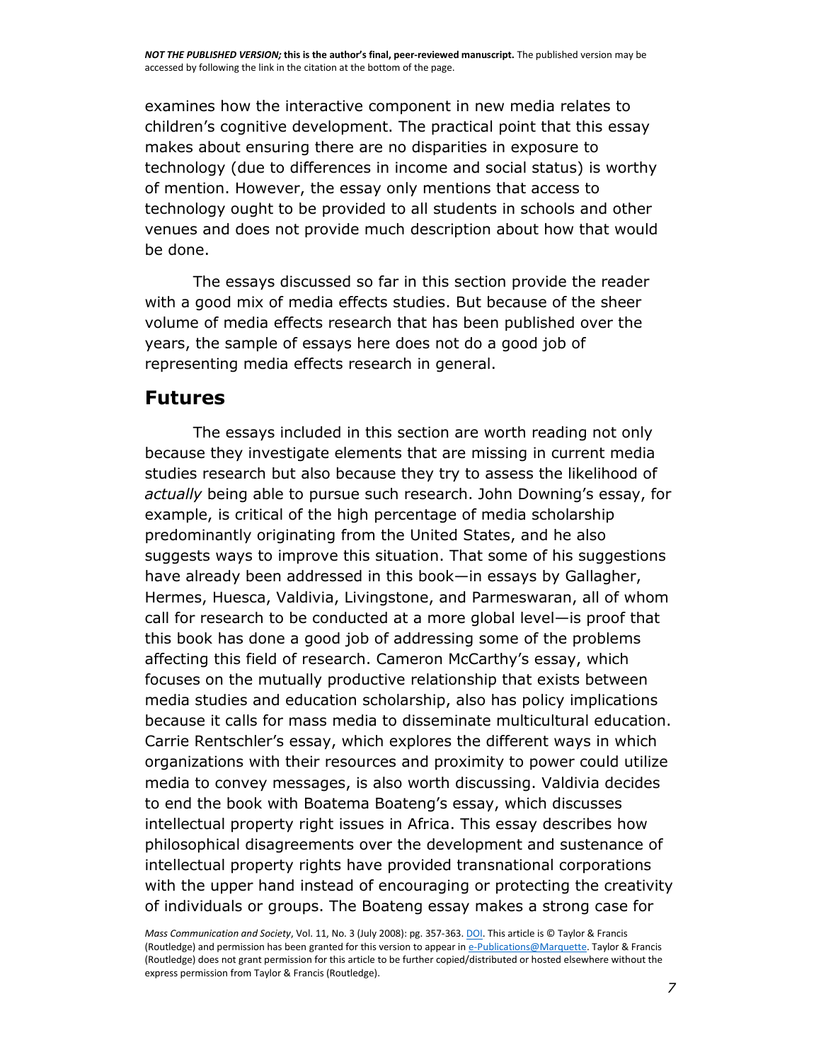examines how the interactive component in new media relates to children's cognitive development. The practical point that this essay makes about ensuring there are no disparities in exposure to technology (due to differences in income and social status) is worthy of mention. However, the essay only mentions that access to technology ought to be provided to all students in schools and other venues and does not provide much description about how that would be done.

The essays discussed so far in this section provide the reader with a good mix of media effects studies. But because of the sheer volume of media effects research that has been published over the years, the sample of essays here does not do a good job of representing media effects research in general.

## Futures

The essays included in this section are worth reading not only because they investigate elements that are missing in current media studies research but also because they try to assess the likelihood of *actually* being able to pursue such research. John Downing's essay, for example, is critical of the high percentage of media scholarship predominantly originating from the United States, and he also suggests ways to improve this situation. That some of his suggestions have already been addressed in this book—in essays by Gallagher, Hermes, Huesca, Valdivia, Livingstone, and Parmeswaran, all of whom call for research to be conducted at a more global level—is proof that this book has done a good job of addressing some of the problems affecting this field of research. Cameron McCarthy's essay, which focuses on the mutually productive relationship that exists between media studies and education scholarship, also has policy implications because it calls for mass media to disseminate multicultural education. Carrie Rentschler's essay, which explores the different ways in which organizations with their resources and proximity to power could utilize media to convey messages, is also worth discussing. Valdivia decides to end the book with Boatema Boateng's essay, which discusses intellectual property right issues in Africa. This essay describes how philosophical disagreements over the development and sustenance of intellectual property rights have provided transnational corporations with the upper hand instead of encouraging or protecting the creativity of individuals or groups. The Boateng essay makes a strong case for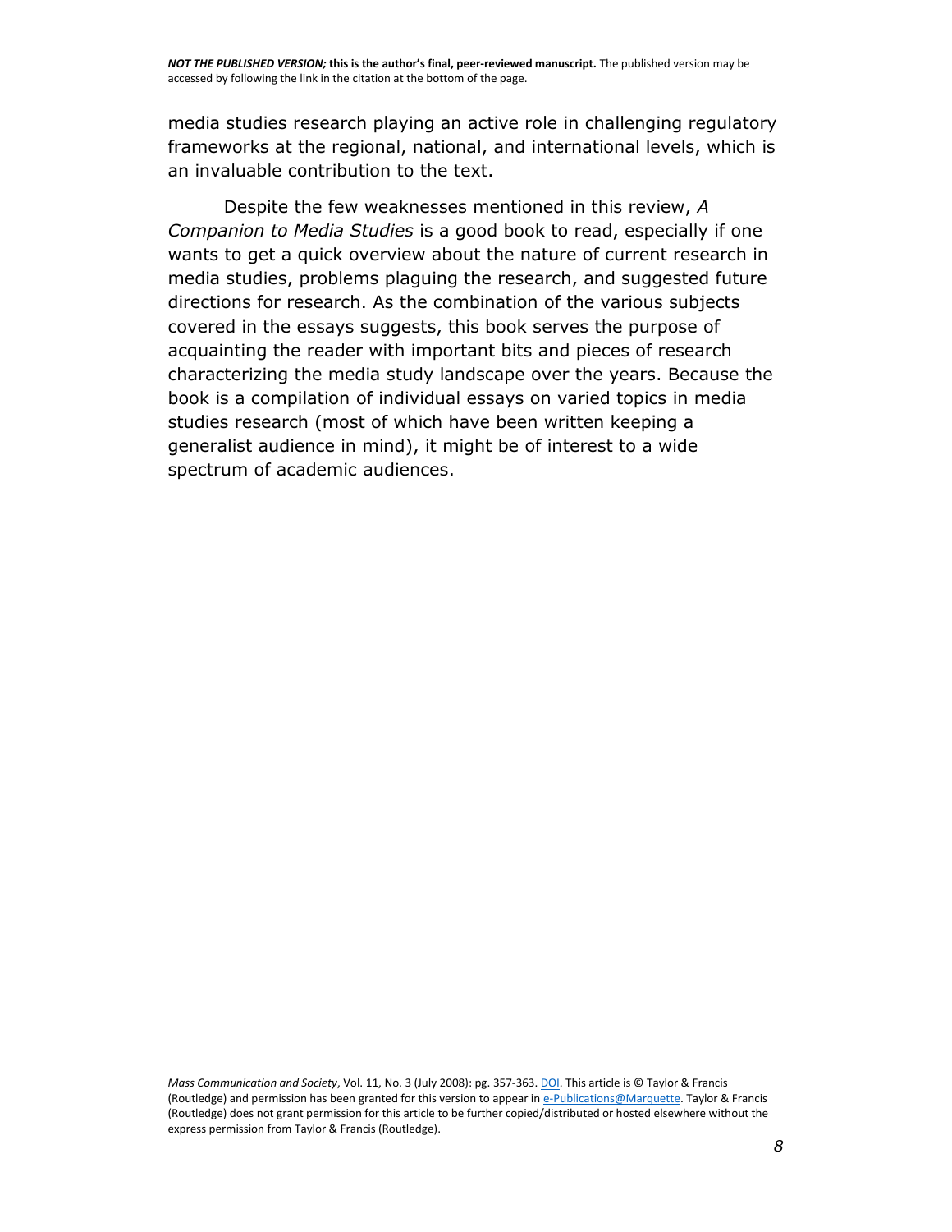media studies research playing an active role in challenging regulatory frameworks at the regional, national, and international levels, which is an invaluable contribution to the text.

Despite the few weaknesses mentioned in this review, *A Companion to Media Studies* is a good book to read, especially if one wants to get a quick overview about the nature of current research in media studies, problems plaguing the research, and suggested future directions for research. As the combination of the various subjects covered in the essays suggests, this book serves the purpose of acquainting the reader with important bits and pieces of research characterizing the media study landscape over the years. Because the book is a compilation of individual essays on varied topics in media studies research (most of which have been written keeping a generalist audience in mind), it might be of interest to a wide spectrum of academic audiences.